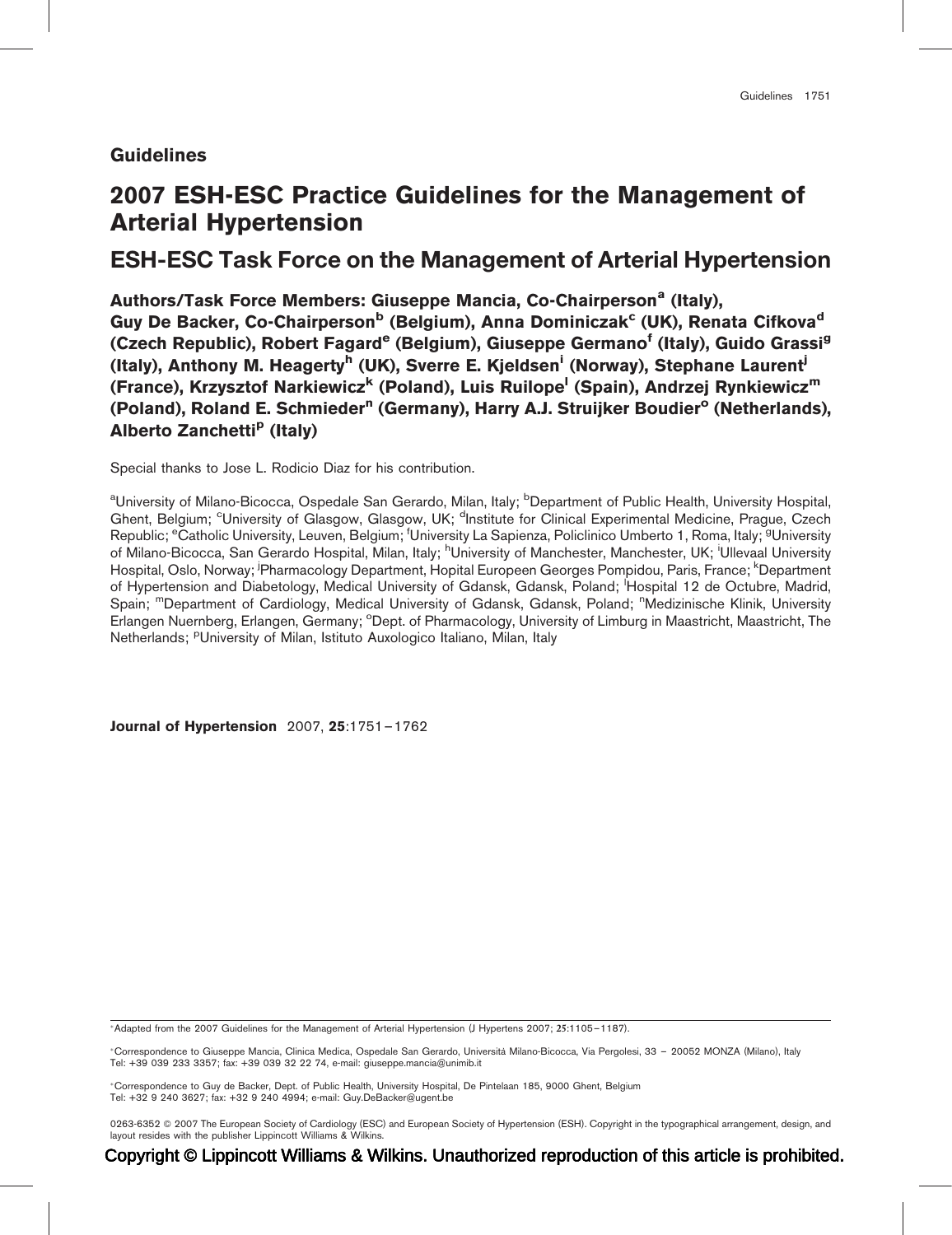**Guidelines**

# 2007 ESH-ESC Practice Guidelines for the Management of Arterial Hypertension

## ESH-ESC Task Force on the Management of Arterial Hypertension

**Authors/Task Force Members: Giuseppe Mancia, Co-Chairperson[a] (Italy), Guy De Backer, Co-Chairperson[b] (Belgium), Anna Dominiczak[c] (UK), Renata Cifkova[d] (Czech Republic), Robert Fagard[e] (Belgium), Giuseppe Germano[f] (Italy), Guido Grassi[g] (Italy), Anthony M. Heagerty[h] (UK), Sverre E. Kjeldsen[i] (Norway), Stephane Laurent[j] (France), Krzysztof Narkiewicz[k] (Poland), Luis Ruilope[l] (Spain), Andrzej Rynkiewicz[m] (Poland), Roland E. Schmieder[n] (Germany), Harry A.J. Struijker Boudier[o] (Netherlands), Alberto Zanchetti[p] (Italy)**

Special thanks to Jose L. Rodicio Diaz for his contribution.

[a]University of Milano-Bicocca, Ospedale San Gerardo, Milan, Italy; [b]Department of Public Health, University Hospital, Ghent, Belgium; [c]University of Glasgow, Glasgow, UK; [d]Institute for Clinical Experimental Medicine, Prague, Czech Republic; [e]Catholic University, Leuven, Belgium; [f]University La Sapienza, Policlinico Umberto 1, Roma, Italy; [g]University of Milano-Bicocca, San Gerardo Hospital, Milan, Italy; [h]University of Manchester, Manchester, UK; [i]Ullevaal University Hospital, Oslo, Norway; [j]Pharmacology Department, Hopital Europeen Georges Pompidou, Paris, France; [k]Department of Hypertension and Diabetology, Medical University of Gdansk, Gdansk, Poland; [l]Hospital 12 de Octubre, Madrid, Spain; [m]Department of Cardiology, Medical University of Gdansk, Gdansk, Poland; [n]Medizinische Klinik, University Erlangen Nuernberg, Erlangen, Germany; [o]Dept. of Pharmacology, University of Limburg in Maastricht, Maastricht, The Netherlands; [p]University of Milan, Istituto Auxologico Italiano, Milan, Italy

**Journal of Hypertension** 2007, **25**:1751–1762

*Adapted from the 2007 Guidelines for the Management of Arterial Hypertension (J Hypertens 2007; 25:1105–1187).

*Correspondence to Giuseppe Mancia, Clinica Medica, Ospedale San Gerardo, Università Milano-Bicocca, Via Pergolesi, 33 – 20052 MONZA (Milano), Italy
Tel: +39 039 233 3357; fax: +39 039 32 22 74, e-mail: giuseppe.mancia@unimib.it

*Correspondence to Guy de Backer, Dept. of Public Health, University Hospital, De Pintelaan 185, 9000 Ghent, Belgium
Tel: +32 9 240 3627; fax: +32 9 240 4994; e-mail: Guy.DeBacker@ugent.be

0263-6352 © 2007 The European Society of Cardiology (ESC) and European Society of Hypertension (ESH). Copyright in the typographical arrangement, design, and layout resides with the publisher Lippincott Williams & Wilkins.

Copyright © Lippincott Williams & Wilkins. Unauthorized reproduction of this article is prohibited.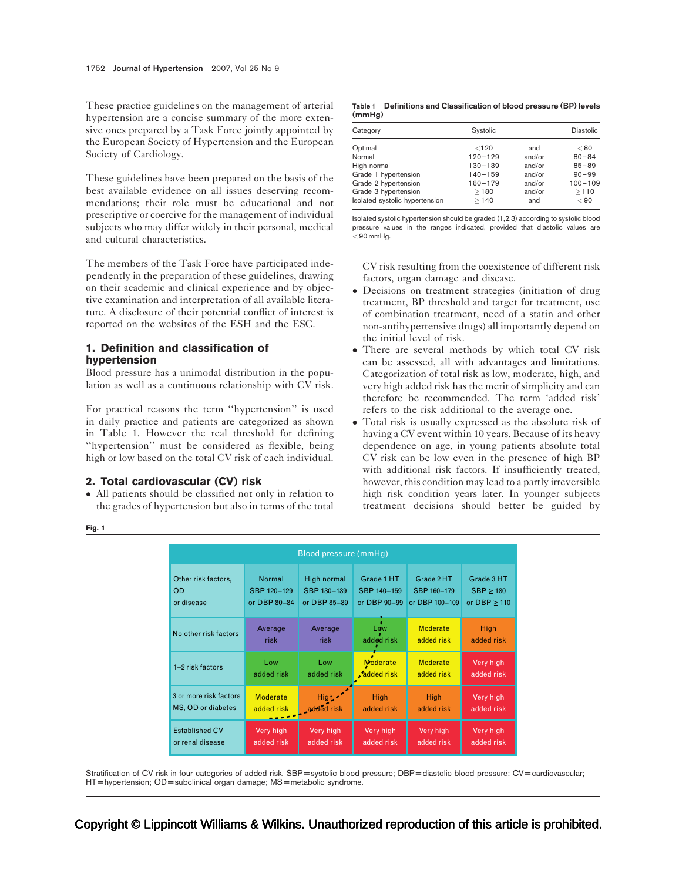These practice guidelines on the management of arterial hypertension are a concise summary of the more extensive ones prepared by a Task Force jointly appointed by the European Society of Hypertension and the European Society of Cardiology.

These guidelines have been prepared on the basis of the best available evidence on all issues deserving recommendations; their role must be educational and not prescriptive or coercive for the management of individual subjects who may differ widely in their personal, medical and cultural characteristics.

The members of the Task Force have participated independently in the preparation of these guidelines, drawing on their academic and clinical experience and by objective examination and interpretation of all available literature. A disclosure of their potential conflict of interest is reported on the websites of the ESH and the ESC.

## 1. Definition and classification of hypertension

Blood pressure has a unimodal distribution in the population as well as a continuous relationship with CV risk.

For practical reasons the term ''hypertension'' is used in daily practice and patients are categorized as shown in Table 1. However the real threshold for defining ''hypertension'' must be considered as flexible, being high or low based on the total CV risk of each individual.

**Table 1 Definitions and Classification of blood pressure (BP) levels (mmHg)**

| Category | Systolic | | Diastolic |
|---|---|---|---|
| Optimal | < 120 | and | < 80 |
| Normal | 120–129 | and/or | 80–84 |
| High normal | 130–139 | and/or | 85–89 |
| Grade 1 hypertension | 140–159 | and/or | 90–99 |
| Grade 2 hypertension | 160–179 | and/or | 100–109 |
| Grade 3 hypertension | ≥ 180 | and/or | ≥ 110 |
| Isolated systolic hypertension | ≥ 140 | and | < 90 |

Isolated systolic hypertension should be graded (1,2,3) according to systolic blood pressure values in the ranges indicated, provided that diastolic values are < 90 mmHg.

## 2. Total cardiovascular (CV) risk

- All patients should be classified not only in relation to the grades of hypertension but also in terms of the total CV risk resulting from the coexistence of different risk factors, organ damage and disease.
- Decisions on treatment strategies (initiation of drug treatment, BP threshold and target for treatment, use of combination treatment, need of a statin and other non-antihypertensive drugs) all importantly depend on the initial level of risk.
- There are several methods by which total CV risk can be assessed, all with advantages and limitations. Categorization of total risk as low, moderate, high, and very high added risk has the merit of simplicity and can therefore be recommended. The term 'added risk' refers to the risk additional to the average one.
- Total risk is usually expressed as the absolute risk of having a CV event within 10 years. Because of its heavy dependence on age, in young patients absolute total CV risk can be low even in the presence of high BP with additional risk factors. If insufficiently treated, however, this condition may lead to a partly irreversible high risk condition years later. In younger subjects treatment decisions should better be guided by

**Fig. 1**

| Other risk factors, OD or disease | Blood pressure (mmHg): Normal SBP 120–129 or DBP 80–84 | High normal SBP 130–139 or DBP 85–89 | Grade 1 HT SBP 140–159 or DBP 90–99 | Grade 2 HT SBP 160–179 or DBP 100–109 | Grade 3 HT SBP ≥ 180 or DBP ≥ 110 |
|---|---|---|---|---|---|
| No other risk factors | Average risk | Average risk | Low added risk | Moderate added risk | High added risk |
| 1–2 risk factors | Low added risk | Low added risk | Moderate added risk | Moderate added risk | Very high added risk |
| 3 or more risk factors MS, OD or diabetes | Moderate added risk | High added risk | High added risk | High added risk | Very high added risk |
| Established CV or renal disease | Very high added risk | Very high added risk | Very high added risk | Very high added risk | Very high added risk |

Stratification of CV risk in four categories of added risk. SBP = systolic blood pressure; DBP = diastolic blood pressure; CV = cardiovascular; HT = hypertension; OD = subclinical organ damage; MS = metabolic syndrome.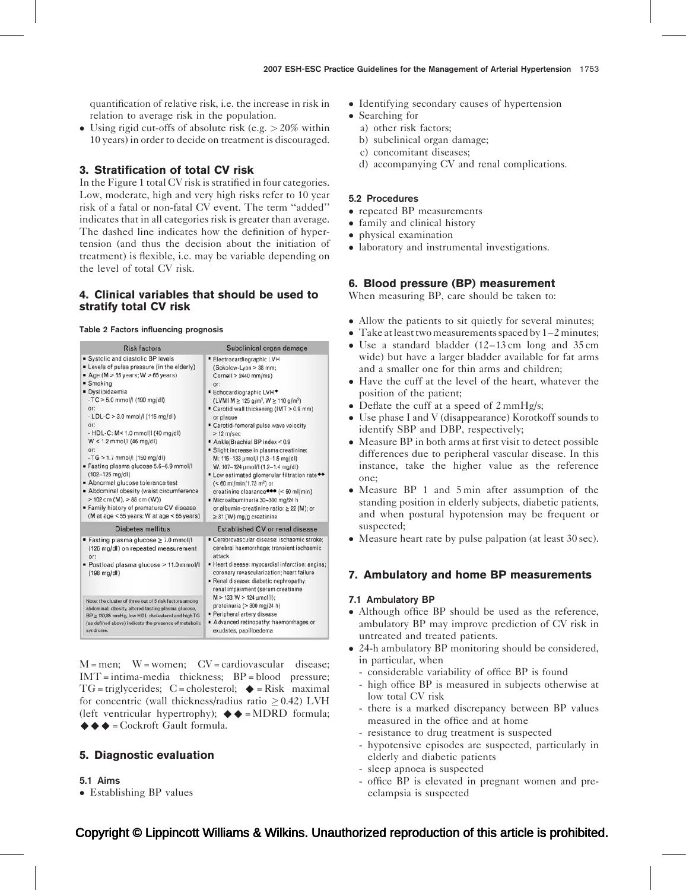quantification of relative risk, i.e. the increase in risk in relation to average risk in the population.

- Using rigid cut-offs of absolute risk (e.g. > 20% within 10 years) in order to decide on treatment is discouraged.

## 3. Stratification of total CV risk

In the Figure 1 total CV risk is stratified in four categories. Low, moderate, high and very high risks refer to 10 year risk of a fatal or non-fatal CV event. The term ''added'' indicates that in all categories risk is greater than average. The dashed line indicates how the definition of hypertension (and thus the decision about the initiation of treatment) is flexible, i.e. may be variable depending on the level of total CV risk.

## 4. Clinical variables that should be used to stratify total CV risk

**Table 2 Factors influencing prognosis**

| Risk factors | Subclinical organ damage |
|---|---|
| ▪ Systolic and diastolic BP levels<br>▪ Levels of pulse pressure (in the elderly)<br>▪ Age (M > 55 years; W > 65 years)<br>▪ Smoking<br>▪ Dyslipidaemia<br>- TC > 5.0 mmol/l (190 mg/dl)<br>or:<br>- LDL-C > 3.0 mmol/l (115 mg/dl)<br>or:<br>- HDL-C: M< 1.0 mmol/l (40 mg/dl)<br>W < 1.2 mmol/l (46 mg/dl)<br>or:<br>- TG > 1.7 mmol/l (150 mg/dl)<br>▪ Fasting plasma glucose 5.6–6.9 mmol/l (102–125 mg/dl)<br>▪ Abnormal glucose tolerance test<br>▪ Abdominal obesity (waist circumference > 102 cm (M), > 88 cm (W))<br>▪ Family history of premature CV disease (M at age < 55 years; W at age < 65 years) | ▪ Electrocardiographic LVH (Sokolow-Lyon > 38 mm; Cornell > 2440 mm/ms)<br>or:<br>▪ Echocardiographic LVH◆ (LVMI M ≥ 125 g/m², W ≥ 110 g/m²)<br>▪ Carotid wall thickening (IMT > 0.9 mm) or plaque<br>▪ Carotid-femoral pulse wave velocity > 12 m/sec<br>▪ Ankle/Brachial BP index < 0.9<br>▪ Slight increase in plasma creatinine:<br>M: 115–133 μmol/l (1.3–1.5 mg/dl)<br>W: 107–124 μmol/l (1.2–1.4 mg/dl)<br>▪ Low estimated glomerular filtration rate◆◆ (< 60 ml/min/1.73 m²) or creatinine clearance◆◆◆ (< 60 ml/min)<br>▪ Microalbuminuria 30–300 mg/24 h or albumin-creatinine ratio: ≥ 22 (M); or ≥ 31 (W) mg/g creatinine |
| **Diabetes mellitus** | **Established CV or renal disease** |
| ▪ Fasting plasma glucose ≥ 7.0 mmol/l (126 mg/dl) on repeated measurement<br>or:<br>▪ Postload plasma glucose > 11.0 mmol/l (198 mg/dl)<br><br>Note: the cluster of three out of 5 risk factors among abdominal obesity, altered fasting plasma glucose, BP ≥ 130/85 mmHg, low HDL cholesterol and high TG (as defined above) indicates the presence of metabolic syndrome. | ▪ Cerebrovascular disease: ischaemic stroke; cerebral haemorrhage; transient ischaemic attack<br>▪ Heart disease: myocardial infarction; angina; coronary revascularization; heart failure<br>▪ Renal disease: diabetic nephropathy; renal impairment (serum creatinine M > 133, W > 124 μmol/l); proteinuria (> 300 mg/24 h)<br>▪ Peripheral artery disease<br>▪ Advanced retinopathy: haemorrhages or exudates, papilloedema |

M = men; W = women; CV = cardiovascular disease; IMT = intima-media thickness; BP = blood pressure; TG = triglycerides; C = cholesterol; ◆ = Risk maximal for concentric (wall thickness/radius ratio ≥ 0.42) LVH (left ventricular hypertrophy); ◆◆ = MDRD formula; ◆◆◆ = Cockroft Gault formula.

## 5. Diagnostic evaluation

### 5.1 Aims

- Establishing BP values
- Identifying secondary causes of hypertension
- Searching for
  a) other risk factors;
  b) subclinical organ damage;
  c) concomitant diseases;
  d) accompanying CV and renal complications.

### 5.2 Procedures

- repeated BP measurements
- family and clinical history
- physical examination
- laboratory and instrumental investigations.

## 6. Blood pressure (BP) measurement

When measuring BP, care should be taken to:

- Allow the patients to sit quietly for several minutes;
- Take at least two measurements spaced by 1–2 minutes;
- Use a standard bladder (12–13 cm long and 35 cm wide) but have a larger bladder available for fat arms and a smaller one for thin arms and children;
- Have the cuff at the level of the heart, whatever the position of the patient;
- Deflate the cuff at a speed of 2 mmHg/s;
- Use phase I and V (disappearance) Korotkoff sounds to identify SBP and DBP, respectively;
- Measure BP in both arms at first visit to detect possible differences due to peripheral vascular disease. In this instance, take the higher value as the reference one;
- Measure BP 1 and 5 min after assumption of the standing position in elderly subjects, diabetic patients, and when postural hypotension may be frequent or suspected;
- Measure heart rate by pulse palpation (at least 30 sec).

## 7. Ambulatory and home BP measurements

### 7.1 Ambulatory BP

- Although office BP should be used as the reference, ambulatory BP may improve prediction of CV risk in untreated and treated patients.
- 24-h ambulatory BP monitoring should be considered, in particular, when
  - considerable variability of office BP is found
  - high office BP is measured in subjects otherwise at low total CV risk
  - there is a marked discrepancy between BP values measured in the office and at home
  - resistance to drug treatment is suspected
  - hypotensive episodes are suspected, particularly in elderly and diabetic patients
  - sleep apnoea is suspected
  - office BP is elevated in pregnant women and pre-eclampsia is suspected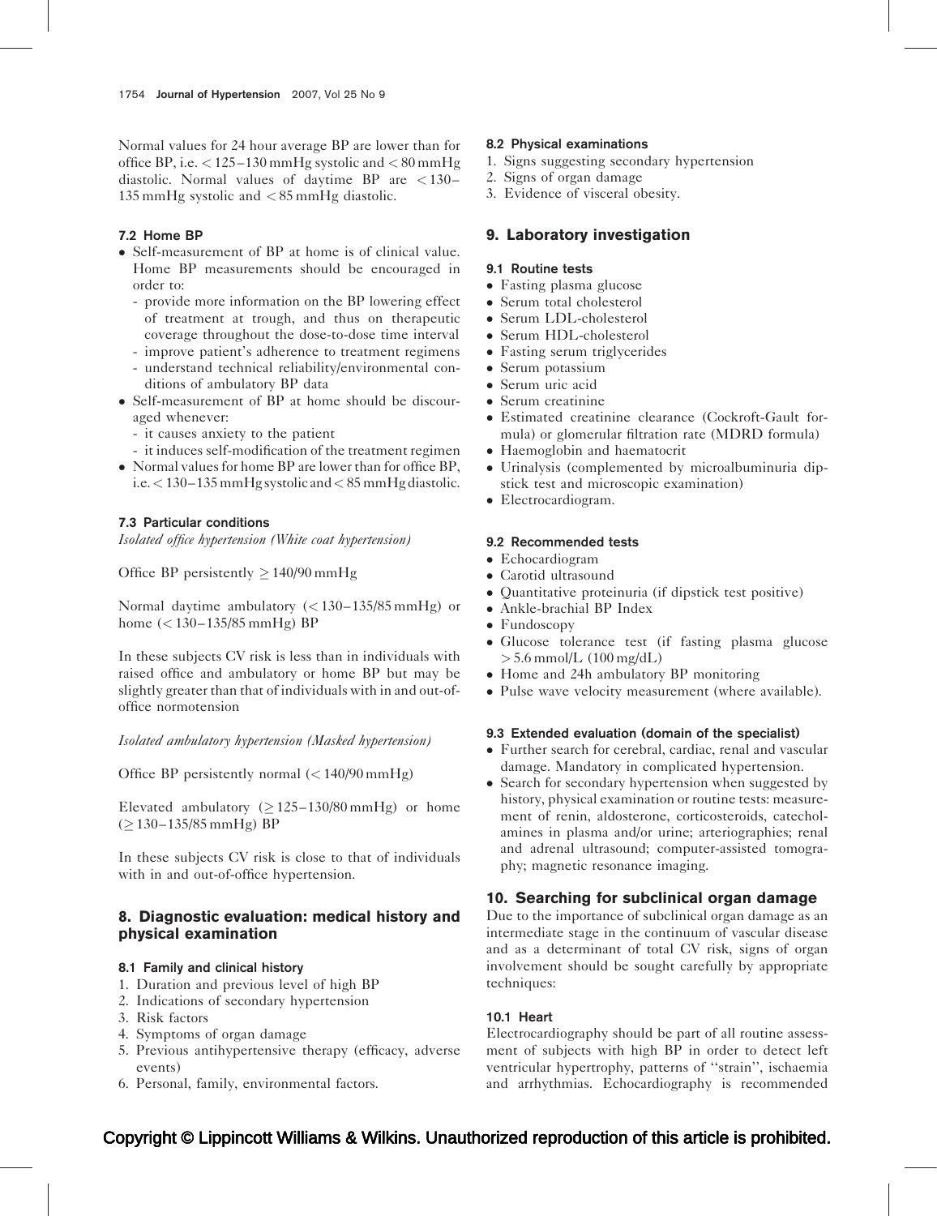Normal values for 24 hour average BP are lower than for office BP, i.e. < 125–130 mmHg systolic and < 80 mmHg diastolic. Normal values of daytime BP are < 130–135 mmHg systolic and < 85 mmHg diastolic.

### 7.2 Home BP

- Self-measurement of BP at home is of clinical value. Home BP measurements should be encouraged in order to:
  - provide more information on the BP lowering effect of treatment at trough, and thus on therapeutic coverage throughout the dose-to-dose time interval
  - improve patient's adherence to treatment regimens
  - understand technical reliability/environmental conditions of ambulatory BP data
- Self-measurement of BP at home should be discouraged whenever:
  - it causes anxiety to the patient
  - it induces self-modification of the treatment regimen
- Normal values for home BP are lower than for office BP, i.e. < 130–135 mmHg systolic and < 85 mmHg diastolic.

### 7.3 Particular conditions

*Isolated office hypertension (White coat hypertension)*

Office BP persistently ≥ 140/90 mmHg

Normal daytime ambulatory (< 130–135/85 mmHg) or home (< 130–135/85 mmHg) BP

In these subjects CV risk is less than in individuals with raised office and ambulatory or home BP but may be slightly greater than that of individuals with in and out-of-office normotension

*Isolated ambulatory hypertension (Masked hypertension)*

Office BP persistently normal (< 140/90 mmHg)

Elevated ambulatory (≥ 125–130/80 mmHg) or home (≥ 130–135/85 mmHg) BP

In these subjects CV risk is close to that of individuals with in and out-of-office hypertension.

## 8. Diagnostic evaluation: medical history and physical examination

### 8.1 Family and clinical history

1. Duration and previous level of high BP
2. Indications of secondary hypertension
3. Risk factors
4. Symptoms of organ damage
5. Previous antihypertensive therapy (efficacy, adverse events)
6. Personal, family, environmental factors.

### 8.2 Physical examinations

1. Signs suggesting secondary hypertension
2. Signs of organ damage
3. Evidence of visceral obesity.

## 9. Laboratory investigation

### 9.1 Routine tests

- Fasting plasma glucose
- Serum total cholesterol
- Serum LDL-cholesterol
- Serum HDL-cholesterol
- Fasting serum triglycerides
- Serum potassium
- Serum uric acid
- Serum creatinine
- Estimated creatinine clearance (Cockroft-Gault formula) or glomerular filtration rate (MDRD formula)
- Haemoglobin and haematocrit
- Urinalysis (complemented by microalbuminuria dipstick test and microscopic examination)
- Electrocardiogram.

### 9.2 Recommended tests

- Echocardiogram
- Carotid ultrasound
- Quantitative proteinuria (if dipstick test positive)
- Ankle-brachial BP Index
- Fundoscopy
- Glucose tolerance test (if fasting plasma glucose > 5.6 mmol/L (100 mg/dL)
- Home and 24h ambulatory BP monitoring
- Pulse wave velocity measurement (where available).

### 9.3 Extended evaluation (domain of the specialist)

- Further search for cerebral, cardiac, renal and vascular damage. Mandatory in complicated hypertension.
- Search for secondary hypertension when suggested by history, physical examination or routine tests: measurement of renin, aldosterone, corticosteroids, catecholamines in plasma and/or urine; arteriographies; renal and adrenal ultrasound; computer-assisted tomography; magnetic resonance imaging.

## 10. Searching for subclinical organ damage

Due to the importance of subclinical organ damage as an intermediate stage in the continuum of vascular disease and as a determinant of total CV risk, signs of organ involvement should be sought carefully by appropriate techniques:

### 10.1 Heart

Electrocardiography should be part of all routine assessment of subjects with high BP in order to detect left ventricular hypertrophy, patterns of ''strain'', ischaemia and arrhythmias. Echocardiography is recommended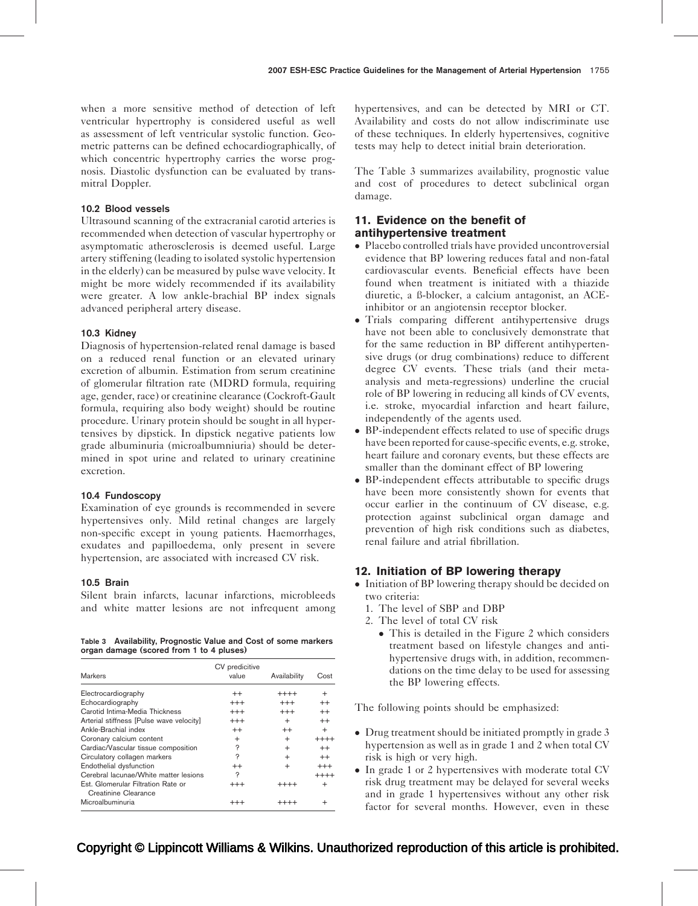when a more sensitive method of detection of left ventricular hypertrophy is considered useful as well as assessment of left ventricular systolic function. Geometric patterns can be defined echocardiographically, of which concentric hypertrophy carries the worse prognosis. Diastolic dysfunction can be evaluated by transmitral Doppler.

### 10.2 Blood vessels

Ultrasound scanning of the extracranial carotid arteries is recommended when detection of vascular hypertrophy or asymptomatic atherosclerosis is deemed useful. Large artery stiffening (leading to isolated systolic hypertension in the elderly) can be measured by pulse wave velocity. It might be more widely recommended if its availability were greater. A low ankle-brachial BP index signals advanced peripheral artery disease.

### 10.3 Kidney

Diagnosis of hypertension-related renal damage is based on a reduced renal function or an elevated urinary excretion of albumin. Estimation from serum creatinine of glomerular filtration rate (MDRD formula, requiring age, gender, race) or creatinine clearance (Cockroft-Gault formula, requiring also body weight) should be routine procedure. Urinary protein should be sought in all hypertensives by dipstick. In dipstick negative patients low grade albuminuria (microalbumniuria) should be determined in spot urine and related to urinary creatinine excretion.

### 10.4 Fundoscopy

Examination of eye grounds is recommended in severe hypertensives only. Mild retinal changes are largely non-specific except in young patients. Haemorrhages, exudates and papilloedema, only present in severe hypertension, are associated with increased CV risk.

### 10.5 Brain

Silent brain infarcts, lacunar infarctions, microbleeds and white matter lesions are not infrequent among hypertensives, and can be detected by MRI or CT. Availability and costs do not allow indiscriminate use of these techniques. In elderly hypertensives, cognitive tests may help to detect initial brain deterioration.

The Table 3 summarizes availability, prognostic value and cost of procedures to detect subclinical organ damage.

**Table 3 Availability, Prognostic Value and Cost of some markers organ damage (scored from 1 to 4 pluses)**

| Markers | CV predicitive value | Availability | Cost |
|---|---|---|---|
| Electrocardiography | ++ | ++++ | + |
| Echocardiography | +++ | +++ | ++ |
| Carotid Intima-Media Thickness | +++ | +++ | ++ |
| Arterial stiffness [Pulse wave velocity] | +++ | + | ++ |
| Ankle-Brachial index | ++ | ++ | + |
| Coronary calcium content | + | + | ++++ |
| Cardiac/Vascular tissue composition | ? | + | ++ |
| Circulatory collagen markers | ? | + | ++ |
| Endothelial dysfunction | ++ | + | +++ |
| Cerebral lacunae/White matter lesions | ? | | ++++ |
| Est. Glomerular Filtration Rate or Creatinine Clearance | +++ | ++++ | + |
| Microalbuminuria | +++ | ++++ | + |

## 11. Evidence on the benefit of antihypertensive treatment

- Placebo controlled trials have provided uncontroversial evidence that BP lowering reduces fatal and non-fatal cardiovascular events. Beneficial effects have been found when treatment is initiated with a thiazide diuretic, a ß-blocker, a calcium antagonist, an ACE-inhibitor or an angiotensin receptor blocker.
- Trials comparing different antihypertensive drugs have not been able to conclusively demonstrate that for the same reduction in BP different antihypertensive drugs (or drug combinations) reduce to different degree CV events. These trials (and their meta-analysis and meta-regressions) underline the crucial role of BP lowering in reducing all kinds of CV events, i.e. stroke, myocardial infarction and heart failure, independently of the agents used.
- BP-independent effects related to use of specific drugs have been reported for cause-specific events, e.g. stroke, heart failure and coronary events, but these effects are smaller than the dominant effect of BP lowering
- BP-independent effects attributable to specific drugs have been more consistently shown for events that occur earlier in the continuum of CV disease, e.g. protection against subclinical organ damage and prevention of high risk conditions such as diabetes, renal failure and atrial fibrillation.

## 12. Initiation of BP lowering therapy

- Initiation of BP lowering therapy should be decided on two criteria:
  1. The level of SBP and DBP
  2. The level of total CV risk
     - This is detailed in the Figure 2 which considers treatment based on lifestyle changes and antihypertensive drugs with, in addition, recommendations on the time delay to be used for assessing the BP lowering effects.

The following points should be emphasized:

- Drug treatment should be initiated promptly in grade 3 hypertension as well as in grade 1 and 2 when total CV risk is high or very high.
- In grade 1 or 2 hypertensives with moderate total CV risk drug treatment may be delayed for several weeks and in grade 1 hypertensives without any other risk factor for several months. However, even in these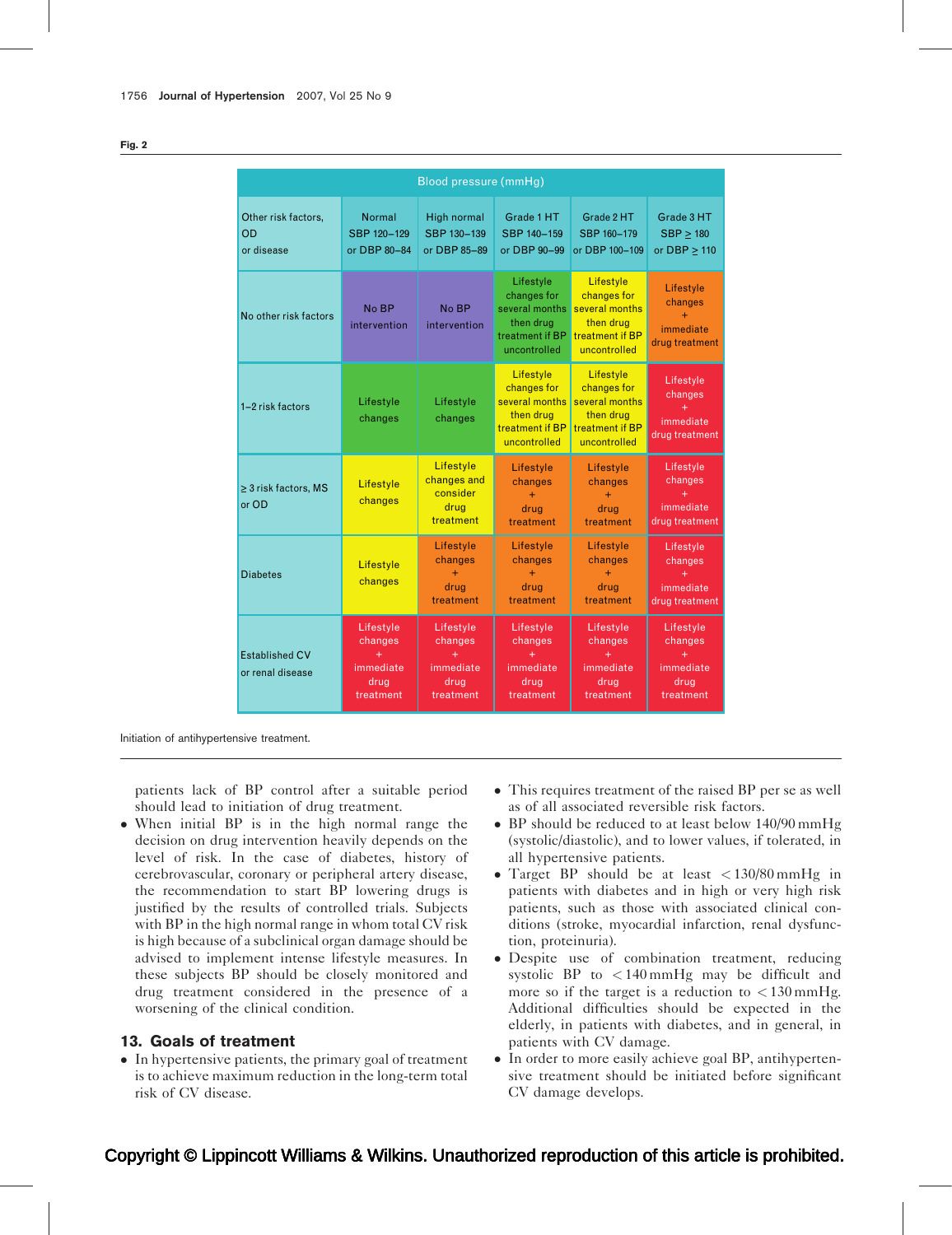Fig. 2

| Blood pressure (mmHg) | | | | | |
|---|---|---|---|---|---|
| Other risk factors, OD or disease | Normal SBP 120–129 or DBP 80–84 | High normal SBP 130–139 or DBP 85–89 | Grade 1 HT SBP 140–159 or DBP 90–99 | Grade 2 HT SBP 160–179 or DBP 100–109 | Grade 3 HT SBP ≥ 180 or DBP ≥ 110 |
| No other risk factors | No BP intervention | No BP intervention | Lifestyle changes for several months then drug treatment if BP uncontrolled | Lifestyle changes for several months then drug treatment if BP uncontrolled | Lifestyle changes + immediate drug treatment |
| 1–2 risk factors | Lifestyle changes | Lifestyle changes | Lifestyle changes for several months then drug treatment if BP uncontrolled | Lifestyle changes for several months then drug treatment if BP uncontrolled | Lifestyle changes + immediate drug treatment |
| ≥ 3 risk factors, MS or OD | Lifestyle changes | Lifestyle changes and consider drug treatment | Lifestyle changes + drug treatment | Lifestyle changes + drug treatment | Lifestyle changes + immediate drug treatment |
| Diabetes | Lifestyle changes | Lifestyle changes + drug treatment | Lifestyle changes + drug treatment | Lifestyle changes + drug treatment | Lifestyle changes + immediate drug treatment |
| Established CV or renal disease | Lifestyle changes + immediate drug treatment | Lifestyle changes + immediate drug treatment | Lifestyle changes + immediate drug treatment | Lifestyle changes + immediate drug treatment | Lifestyle changes + immediate drug treatment |

Initiation of antihypertensive treatment.

patients lack of BP control after a suitable period should lead to initiation of drug treatment.

- When initial BP is in the high normal range the decision on drug intervention heavily depends on the level of risk. In the case of diabetes, history of cerebrovascular, coronary or peripheral artery disease, the recommendation to start BP lowering drugs is justified by the results of controlled trials. Subjects with BP in the high normal range in whom total CV risk is high because of a subclinical organ damage should be advised to implement intense lifestyle measures. In these subjects BP should be closely monitored and drug treatment considered in the presence of a worsening of the clinical condition.

## 13. Goals of treatment

- In hypertensive patients, the primary goal of treatment is to achieve maximum reduction in the long-term total risk of CV disease.
- This requires treatment of the raised BP per se as well as of all associated reversible risk factors.
- BP should be reduced to at least below 140/90 mmHg (systolic/diastolic), and to lower values, if tolerated, in all hypertensive patients.
- Target BP should be at least < 130/80 mmHg in patients with diabetes and in high or very high risk patients, such as those with associated clinical conditions (stroke, myocardial infarction, renal dysfunction, proteinuria).
- Despite use of combination treatment, reducing systolic BP to < 140 mmHg may be difficult and more so if the target is a reduction to < 130 mmHg. Additional difficulties should be expected in the elderly, in patients with diabetes, and in general, in patients with CV damage.
- In order to more easily achieve goal BP, antihypertensive treatment should be initiated before significant CV damage develops.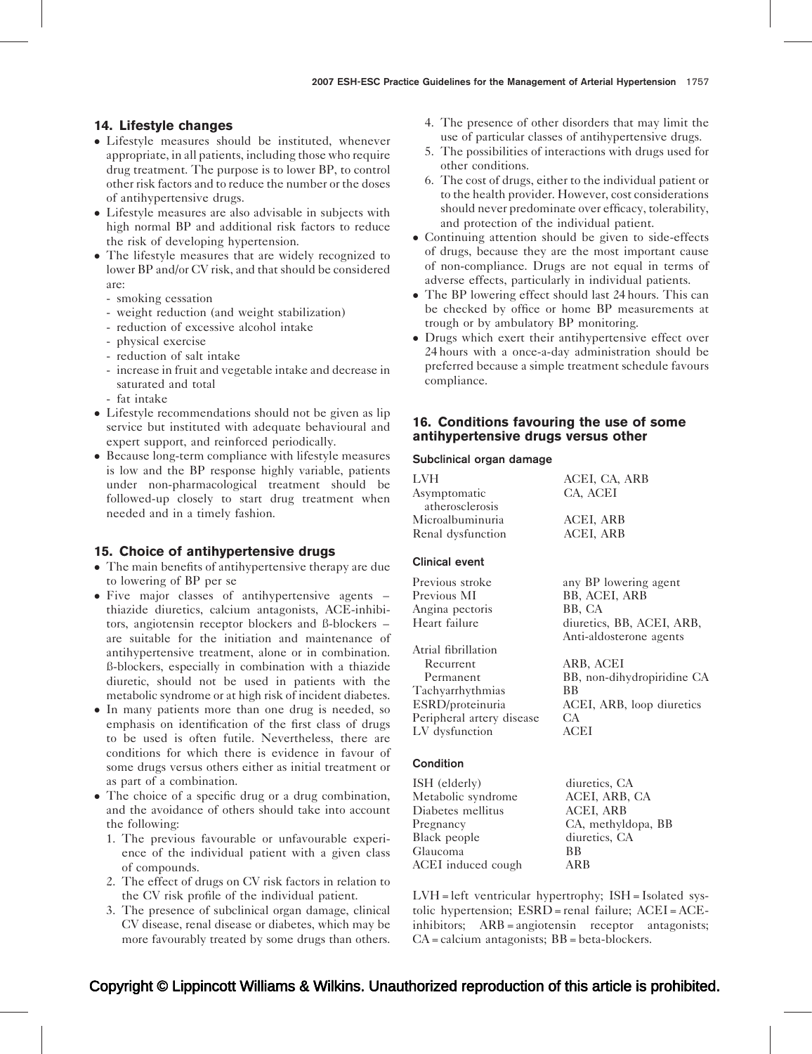## 14. Lifestyle changes

- Lifestyle measures should be instituted, whenever appropriate, in all patients, including those who require drug treatment. The purpose is to lower BP, to control other risk factors and to reduce the number or the doses of antihypertensive drugs.
- Lifestyle measures are also advisable in subjects with high normal BP and additional risk factors to reduce the risk of developing hypertension.
- The lifestyle measures that are widely recognized to lower BP and/or CV risk, and that should be considered are:
  - smoking cessation
  - weight reduction (and weight stabilization)
  - reduction of excessive alcohol intake
  - physical exercise
  - reduction of salt intake
  - increase in fruit and vegetable intake and decrease in saturated and total
  - fat intake
- Lifestyle recommendations should not be given as lip service but instituted with adequate behavioural and expert support, and reinforced periodically.
- Because long-term compliance with lifestyle measures is low and the BP response highly variable, patients under non-pharmacological treatment should be followed-up closely to start drug treatment when needed and in a timely fashion.

## 15. Choice of antihypertensive drugs

- The main benefits of antihypertensive therapy are due to lowering of BP per se
- Five major classes of antihypertensive agents – thiazide diuretics, calcium antagonists, ACE-inhibitors, angiotensin receptor blockers and ß-blockers – are suitable for the initiation and maintenance of antihypertensive treatment, alone or in combination. ß-blockers, especially in combination with a thiazide diuretic, should not be used in patients with the metabolic syndrome or at high risk of incident diabetes.
- In many patients more than one drug is needed, so emphasis on identification of the first class of drugs to be used is often futile. Nevertheless, there are conditions for which there is evidence in favour of some drugs versus others either as initial treatment or as part of a combination.
- The choice of a specific drug or a drug combination, and the avoidance of others should take into account the following:
  1. The previous favourable or unfavourable experience of the individual patient with a given class of compounds.
  2. The effect of drugs on CV risk factors in relation to the CV risk profile of the individual patient.
  3. The presence of subclinical organ damage, clinical CV disease, renal disease or diabetes, which may be more favourably treated by some drugs than others.
  4. The presence of other disorders that may limit the use of particular classes of antihypertensive drugs.
  5. The possibilities of interactions with drugs used for other conditions.
  6. The cost of drugs, either to the individual patient or to the health provider. However, cost considerations should never predominate over efficacy, tolerability, and protection of the individual patient.
- Continuing attention should be given to side-effects of drugs, because they are the most important cause of non-compliance. Drugs are not equal in terms of adverse effects, particularly in individual patients.
- The BP lowering effect should last 24 hours. This can be checked by office or home BP measurements at trough or by ambulatory BP monitoring.
- Drugs which exert their antihypertensive effect over 24 hours with a once-a-day administration should be preferred because a simple treatment schedule favours compliance.

## 16. Conditions favouring the use of some antihypertensive drugs versus other

### Subclinical organ damage

| | |
|---|---|
| LVH | ACEI, CA, ARB |
| Asymptomatic atherosclerosis | CA, ACEI |
| Microalbuminuria | ACEI, ARB |
| Renal dysfunction | ACEI, ARB |

### Clinical event

| | |
|---|---|
| Previous stroke | any BP lowering agent |
| Previous MI | BB, ACEI, ARB |
| Angina pectoris | BB, CA |
| Heart failure | diuretics, BB, ACEI, ARB, Anti-aldosterone agents |
| Atrial fibrillation | |
| Recurrent | ARB, ACEI |
| Permanent | BB, non-dihydropiridine CA |
| Tachyarrhythmias | BB |
| ESRD/proteinuria | ACEI, ARB, loop diuretics |
| Peripheral artery disease | CA |
| LV dysfunction | ACEI |

### Condition

| | |
|---|---|
| ISH (elderly) | diuretics, CA |
| Metabolic syndrome | ACEI, ARB, CA |
| Diabetes mellitus | ACEI, ARB |
| Pregnancy | CA, methyldopa, BB |
| Black people | diuretics, CA |
| Glaucoma | BB |
| ACEI induced cough | ARB |

LVH = left ventricular hypertrophy; ISH = Isolated systolic hypertension; ESRD = renal failure; ACEI = ACE-inhibitors; ARB = angiotensin receptor antagonists; CA = calcium antagonists; BB = beta-blockers.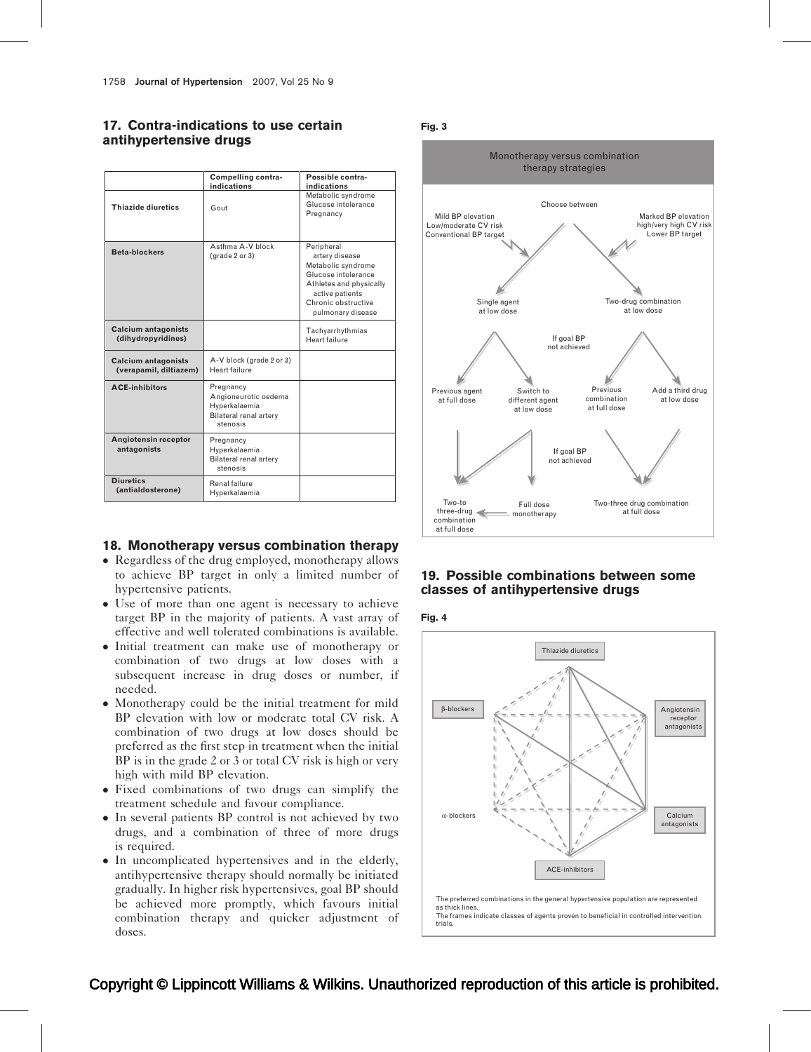## 17. Contra-indications to use certain antihypertensive drugs

| | Compelling contra-indications | Possible contra-indications |
|---|---|---|
| **Thiazide diuretics** | Gout | Metabolic syndrome<br>Glucose intolerance<br>Pregnancy |
| **Beta-blockers** | Asthma A-V block (grade 2 or 3) | Peripheral artery disease<br>Metabolic syndrome<br>Glucose intolerance<br>Athletes and physically active patients<br>Chronic obstructive pulmonary disease |
| **Calcium antagonists (dihydropyridines)** | | Tachyarrhythmias<br>Heart failure |
| **Calcium antagonists (verapamil, diltiazem)** | A-V block (grade 2 or 3)<br>Heart failure | |
| **ACE-inhibitors** | Pregnancy<br>Angioneurotic oedema<br>Hyperkalaemia<br>Bilateral renal artery stenosis | |
| **Angiotensin receptor antagonists** | Pregnancy<br>Hyperkalaemia<br>Bilateral renal artery stenosis | |
| **Diuretics (antialdosterone)** | Renal failure<br>Hyperkalaemia | |

## 18. Monotherapy versus combination therapy

- Regardless of the drug employed, monotherapy allows to achieve BP target in only a limited number of hypertensive patients.
- Use of more than one agent is necessary to achieve target BP in the majority of patients. A vast array of effective and well tolerated combinations is available.
- Initial treatment can make use of monotherapy or combination of two drugs at low doses with a subsequent increase in drug doses or number, if needed.
- Monotherapy could be the initial treatment for mild BP elevation with low or moderate total CV risk. A combination of two drugs at low doses should be preferred as the first step in treatment when the initial BP is in the grade 2 or 3 or total CV risk is high or very high with mild BP elevation.
- Fixed combinations of two drugs can simplify the treatment schedule and favour compliance.
- In several patients BP control is not achieved by two drugs, and a combination of three of more drugs is required.
- In uncomplicated hypertensives and in the elderly, antihypertensive therapy should normally be initiated gradually. In higher risk hypertensives, goal BP should be achieved more promptly, which favours initial combination therapy and quicker adjustment of doses.

**Fig. 3**

Monotherapy versus combination therapy strategies

Choose between

Mild BP elevation
Low/moderate CV risk
Conventional BP target

Marked BP elevation
high/very high CV risk
Lower BP target

Single agent at low dose

Two-drug combination at low dose

If goal BP not achieved

Previous agent at full dose

Switch to different agent at low dose

Previous combination at full dose

Add a third drug at low dose

If goal BP not achieved

Two-to three-drug combination at full dose

Full dose monotherapy

Two-three drug combination at full dose

## 19. Possible combinations between some classes of antihypertensive drugs

**Fig. 4**

Thiazide diuretics

β-blockers

Angiotensin receptor antagonists

α-blockers

Calcium antagonists

ACE-inhibitors

The preferred combinations in the general hypertensive population are represented as thick lines.
The frames indicate classes of agents proven to beneficial in controlled intervention trials.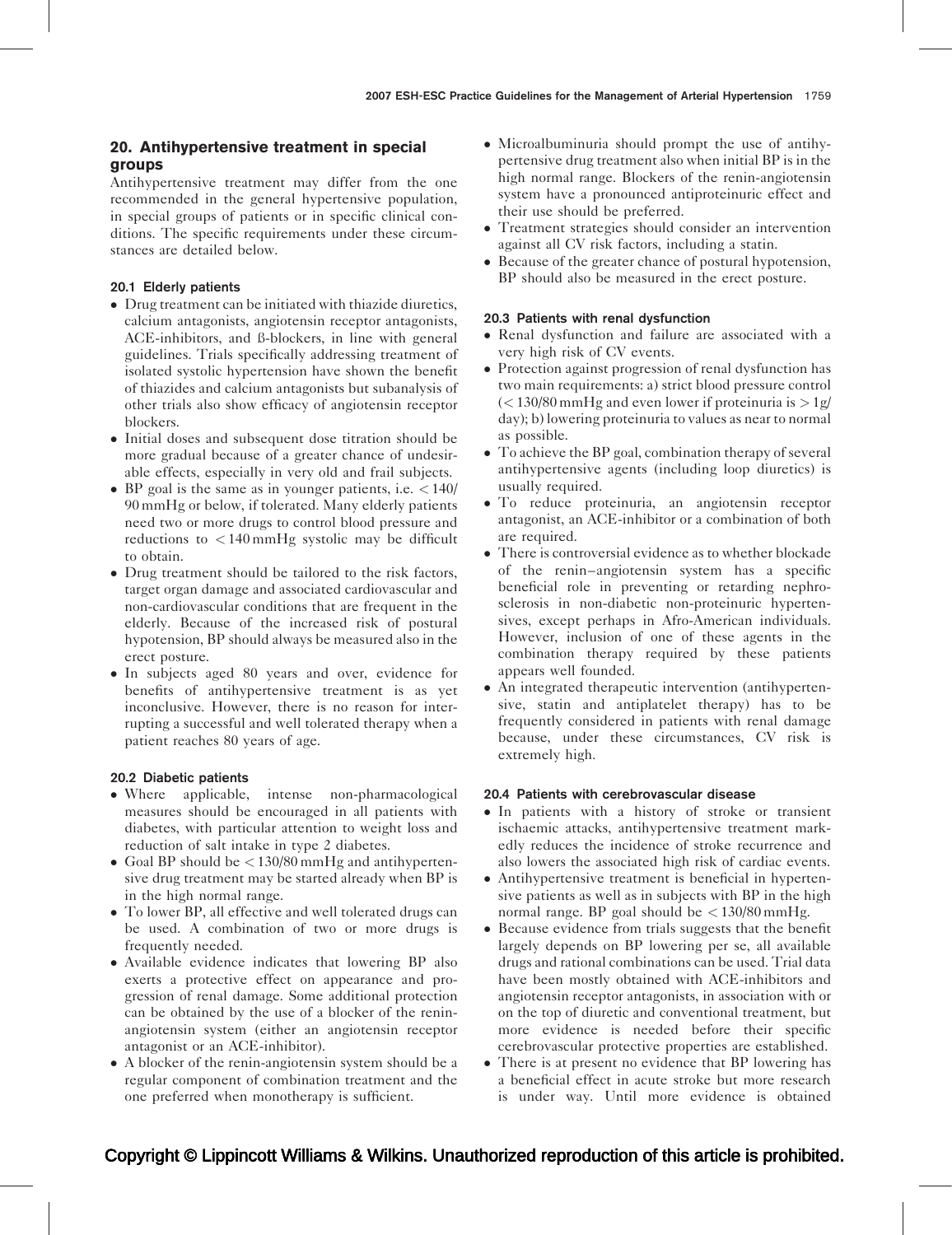## 20. Antihypertensive treatment in special groups

Antihypertensive treatment may differ from the one recommended in the general hypertensive population, in special groups of patients or in specific clinical conditions. The specific requirements under these circumstances are detailed below.

### 20.1 Elderly patients

- Drug treatment can be initiated with thiazide diuretics, calcium antagonists, angiotensin receptor antagonists, ACE-inhibitors, and ß-blockers, in line with general guidelines. Trials specifically addressing treatment of isolated systolic hypertension have shown the benefit of thiazides and calcium antagonists but subanalysis of other trials also show efficacy of angiotensin receptor blockers.
- Initial doses and subsequent dose titration should be more gradual because of a greater chance of undesirable effects, especially in very old and frail subjects.
- BP goal is the same as in younger patients, i.e. $<140/90$ mmHg or below, if tolerated. Many elderly patients need two or more drugs to control blood pressure and reductions to $<140$ mmHg systolic may be difficult to obtain.
- Drug treatment should be tailored to the risk factors, target organ damage and associated cardiovascular and non-cardiovascular conditions that are frequent in the elderly. Because of the increased risk of postural hypotension, BP should always be measured also in the erect posture.
- In subjects aged 80 years and over, evidence for benefits of antihypertensive treatment is as yet inconclusive. However, there is no reason for interrupting a successful and well tolerated therapy when a patient reaches 80 years of age.

### 20.2 Diabetic patients

- Where applicable, intense non-pharmacological measures should be encouraged in all patients with diabetes, with particular attention to weight loss and reduction of salt intake in type 2 diabetes.
- Goal BP should be $<130/80$ mmHg and antihypertensive drug treatment may be started already when BP is in the high normal range.
- To lower BP, all effective and well tolerated drugs can be used. A combination of two or more drugs is frequently needed.
- Available evidence indicates that lowering BP also exerts a protective effect on appearance and progression of renal damage. Some additional protection can be obtained by the use of a blocker of the renin-angiotensin system (either an angiotensin receptor antagonist or an ACE-inhibitor).
- A blocker of the renin-angiotensin system should be a regular component of combination treatment and the one preferred when monotherapy is sufficient.
- Microalbuminuria should prompt the use of antihypertensive drug treatment also when initial BP is in the high normal range. Blockers of the renin-angiotensin system have a pronounced antiproteinuric effect and their use should be preferred.
- Treatment strategies should consider an intervention against all CV risk factors, including a statin.
- Because of the greater chance of postural hypotension, BP should also be measured in the erect posture.

### 20.3 Patients with renal dysfunction

- Renal dysfunction and failure are associated with a very high risk of CV events.
- Protection against progression of renal dysfunction has two main requirements: a) strict blood pressure control ($<130/80$ mmHg and even lower if proteinuria is $>1$g/day); b) lowering proteinuria to values as near to normal as possible.
- To achieve the BP goal, combination therapy of several antihypertensive agents (including loop diuretics) is usually required.
- To reduce proteinuria, an angiotensin receptor antagonist, an ACE-inhibitor or a combination of both are required.
- There is controversial evidence as to whether blockade of the renin–angiotensin system has a specific beneficial role in preventing or retarding nephrosclerosis in non-diabetic non-proteinuric hypertensives, except perhaps in Afro-American individuals. However, inclusion of one of these agents in the combination therapy required by these patients appears well founded.
- An integrated therapeutic intervention (antihypertensive, statin and antiplatelet therapy) has to be frequently considered in patients with renal damage because, under these circumstances, CV risk is extremely high.

### 20.4 Patients with cerebrovascular disease

- In patients with a history of stroke or transient ischaemic attacks, antihypertensive treatment markedly reduces the incidence of stroke recurrence and also lowers the associated high risk of cardiac events.
- Antihypertensive treatment is beneficial in hypertensive patients as well as in subjects with BP in the high normal range. BP goal should be $<130/80$ mmHg.
- Because evidence from trials suggests that the benefit largely depends on BP lowering per se, all available drugs and rational combinations can be used. Trial data have been mostly obtained with ACE-inhibitors and angiotensin receptor antagonists, in association with or on the top of diuretic and conventional treatment, but more evidence is needed before their specific cerebrovascular protective properties are established.
- There is at present no evidence that BP lowering has a beneficial effect in acute stroke but more research is under way. Until more evidence is obtained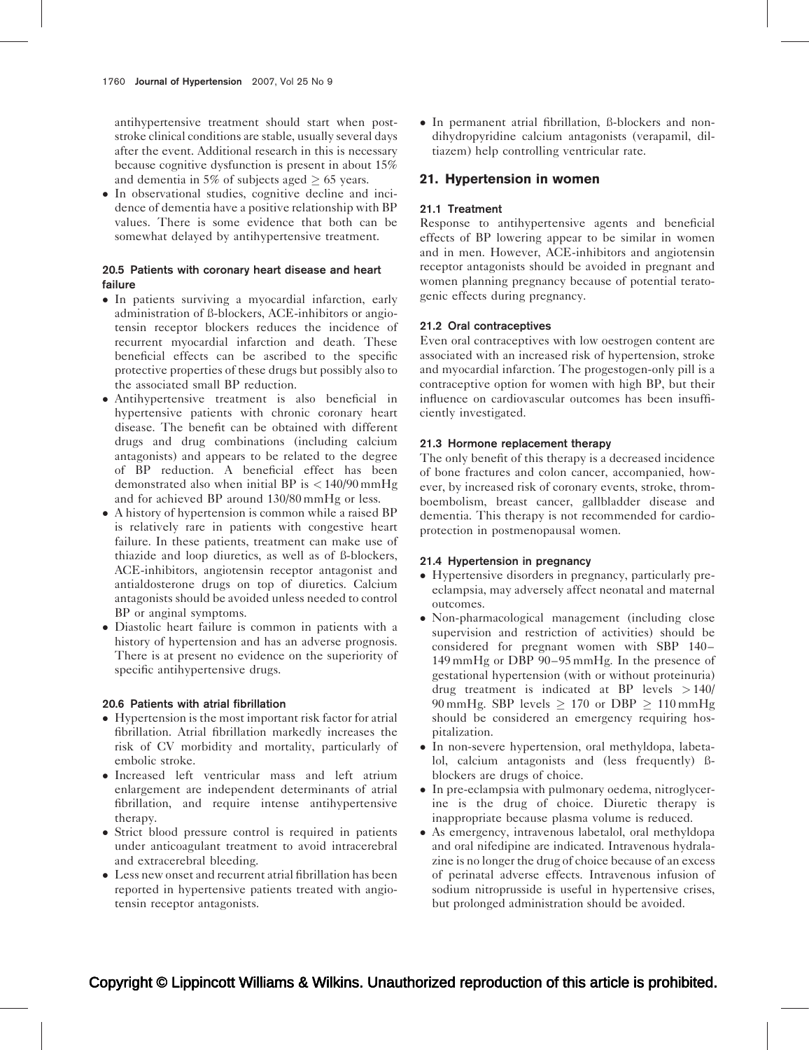antihypertensive treatment should start when post-stroke clinical conditions are stable, usually several days after the event. Additional research in this is necessary because cognitive dysfunction is present in about 15% and dementia in 5% of subjects aged $\geq$ 65 years.
- In observational studies, cognitive decline and incidence of dementia have a positive relationship with BP values. There is some evidence that both can be somewhat delayed by antihypertensive treatment.

### 20.5 Patients with coronary heart disease and heart failure

- In patients surviving a myocardial infarction, early administration of ß-blockers, ACE-inhibitors or angiotensin receptor blockers reduces the incidence of recurrent myocardial infarction and death. These beneficial effects can be ascribed to the specific protective properties of these drugs but possibly also to the associated small BP reduction.
- Antihypertensive treatment is also beneficial in hypertensive patients with chronic coronary heart disease. The benefit can be obtained with different drugs and drug combinations (including calcium antagonists) and appears to be related to the degree of BP reduction. A beneficial effect has been demonstrated also when initial BP is < 140/90 mmHg and for achieved BP around 130/80 mmHg or less.
- A history of hypertension is common while a raised BP is relatively rare in patients with congestive heart failure. In these patients, treatment can make use of thiazide and loop diuretics, as well as of ß-blockers, ACE-inhibitors, angiotensin receptor antagonist and antialdosterone drugs on top of diuretics. Calcium antagonists should be avoided unless needed to control BP or anginal symptoms.
- Diastolic heart failure is common in patients with a history of hypertension and has an adverse prognosis. There is at present no evidence on the superiority of specific antihypertensive drugs.

### 20.6 Patients with atrial fibrillation

- Hypertension is the most important risk factor for atrial fibrillation. Atrial fibrillation markedly increases the risk of CV morbidity and mortality, particularly of embolic stroke.
- Increased left ventricular mass and left atrium enlargement are independent determinants of atrial fibrillation, and require intense antihypertensive therapy.
- Strict blood pressure control is required in patients under anticoagulant treatment to avoid intracerebral and extracerebral bleeding.
- Less new onset and recurrent atrial fibrillation has been reported in hypertensive patients treated with angiotensin receptor antagonists.
- In permanent atrial fibrillation, ß-blockers and non-dihydropyridine calcium antagonists (verapamil, diltiazem) help controlling ventricular rate.

## 21. Hypertension in women

### 21.1 Treatment

Response to antihypertensive agents and beneficial effects of BP lowering appear to be similar in women and in men. However, ACE-inhibitors and angiotensin receptor antagonists should be avoided in pregnant and women planning pregnancy because of potential teratogenic effects during pregnancy.

### 21.2 Oral contraceptives

Even oral contraceptives with low oestrogen content are associated with an increased risk of hypertension, stroke and myocardial infarction. The progestogen-only pill is a contraceptive option for women with high BP, but their influence on cardiovascular outcomes has been insufficiently investigated.

### 21.3 Hormone replacement therapy

The only benefit of this therapy is a decreased incidence of bone fractures and colon cancer, accompanied, however, by increased risk of coronary events, stroke, thromboembolism, breast cancer, gallbladder disease and dementia. This therapy is not recommended for cardioprotection in postmenopausal women.

### 21.4 Hypertension in pregnancy

- Hypertensive disorders in pregnancy, particularly pre-eclampsia, may adversely affect neonatal and maternal outcomes.
- Non-pharmacological management (including close supervision and restriction of activities) should be considered for pregnant women with SBP 140–149 mmHg or DBP 90–95 mmHg. In the presence of gestational hypertension (with or without proteinuria) drug treatment is indicated at BP levels > 140/90 mmHg. SBP levels $\geq$ 170 or DBP $\geq$ 110 mmHg should be considered an emergency requiring hospitalization.
- In non-severe hypertension, oral methyldopa, labetalol, calcium antagonists and (less frequently) ß-blockers are drugs of choice.
- In pre-eclampsia with pulmonary oedema, nitroglycerine is the drug of choice. Diuretic therapy is inappropriate because plasma volume is reduced.
- As emergency, intravenous labetalol, oral methyldopa and oral nifedipine are indicated. Intravenous hydralazine is no longer the drug of choice because of an excess of perinatal adverse effects. Intravenous infusion of sodium nitroprusside is useful in hypertensive crises, but prolonged administration should be avoided.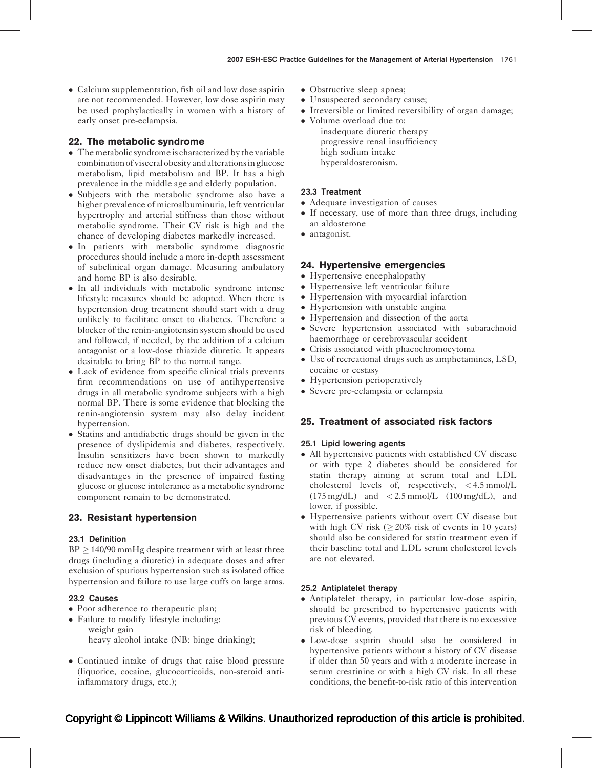- Calcium supplementation, fish oil and low dose aspirin are not recommended. However, low dose aspirin may be used prophylactically in women with a history of early onset pre-eclampsia.

## 22. The metabolic syndrome

- The metabolic syndrome is characterized by the variable combination of visceral obesity and alterations in glucose metabolism, lipid metabolism and BP. It has a high prevalence in the middle age and elderly population.
- Subjects with the metabolic syndrome also have a higher prevalence of microalbuminuria, left ventricular hypertrophy and arterial stiffness than those without metabolic syndrome. Their CV risk is high and the chance of developing diabetes markedly increased.
- In patients with metabolic syndrome diagnostic procedures should include a more in-depth assessment of subclinical organ damage. Measuring ambulatory and home BP is also desirable.
- In all individuals with metabolic syndrome intense lifestyle measures should be adopted. When there is hypertension drug treatment should start with a drug unlikely to facilitate onset to diabetes. Therefore a blocker of the renin-angiotensin system should be used and followed, if needed, by the addition of a calcium antagonist or a low-dose thiazide diuretic. It appears desirable to bring BP to the normal range.
- Lack of evidence from specific clinical trials prevents firm recommendations on use of antihypertensive drugs in all metabolic syndrome subjects with a high normal BP. There is some evidence that blocking the renin-angiotensin system may also delay incident hypertension.
- Statins and antidiabetic drugs should be given in the presence of dyslipidemia and diabetes, respectively. Insulin sensitizers have been shown to markedly reduce new onset diabetes, but their advantages and disadvantages in the presence of impaired fasting glucose or glucose intolerance as a metabolic syndrome component remain to be demonstrated.

## 23. Resistant hypertension

### 23.1 Definition

BP $\geq$ 140/90 mmHg despite treatment with at least three drugs (including a diuretic) in adequate doses and after exclusion of spurious hypertension such as isolated office hypertension and failure to use large cuffs on large arms.

### 23.2 Causes

- Poor adherence to therapeutic plan;
- Failure to modify lifestyle including:
  - weight gain
  - heavy alcohol intake (NB: binge drinking);
- Continued intake of drugs that raise blood pressure (liquorice, cocaine, glucocorticoids, non-steroid anti-inflammatory drugs, etc.);
- Obstructive sleep apnea;
- Unsuspected secondary cause;
- Irreversible or limited reversibility of organ damage;
- Volume overload due to:
  - inadequate diuretic therapy
  - progressive renal insufficiency
  - high sodium intake
  - hyperaldosteronism.

### 23.3 Treatment

- Adequate investigation of causes
- If necessary, use of more than three drugs, including an aldosterone
- antagonist.

## 24. Hypertensive emergencies

- Hypertensive encephalopathy
- Hypertensive left ventricular failure
- Hypertension with myocardial infarction
- Hypertension with unstable angina
- Hypertension and dissection of the aorta
- Severe hypertension associated with subarachnoid haemorrhage or cerebrovascular accident
- Crisis associated with phaeochromocytoma
- Use of recreational drugs such as amphetamines, LSD, cocaine or ecstasy
- Hypertension perioperatively
- Severe pre-eclampsia or eclampsia

## 25. Treatment of associated risk factors

### 25.1 Lipid lowering agents

- All hypertensive patients with established CV disease or with type 2 diabetes should be considered for statin therapy aiming at serum total and LDL cholesterol levels of, respectively, <4.5 mmol/L (175 mg/dL) and <2.5 mmol/L (100 mg/dL), and lower, if possible.
- Hypertensive patients without overt CV disease but with high CV risk ($\geq$20% risk of events in 10 years) should also be considered for statin treatment even if their baseline total and LDL serum cholesterol levels are not elevated.

### 25.2 Antiplatelet therapy

- Antiplatelet therapy, in particular low-dose aspirin, should be prescribed to hypertensive patients with previous CV events, provided that there is no excessive risk of bleeding.
- Low-dose aspirin should also be considered in hypertensive patients without a history of CV disease if older than 50 years and with a moderate increase in serum creatinine or with a high CV risk. In all these conditions, the benefit-to-risk ratio of this intervention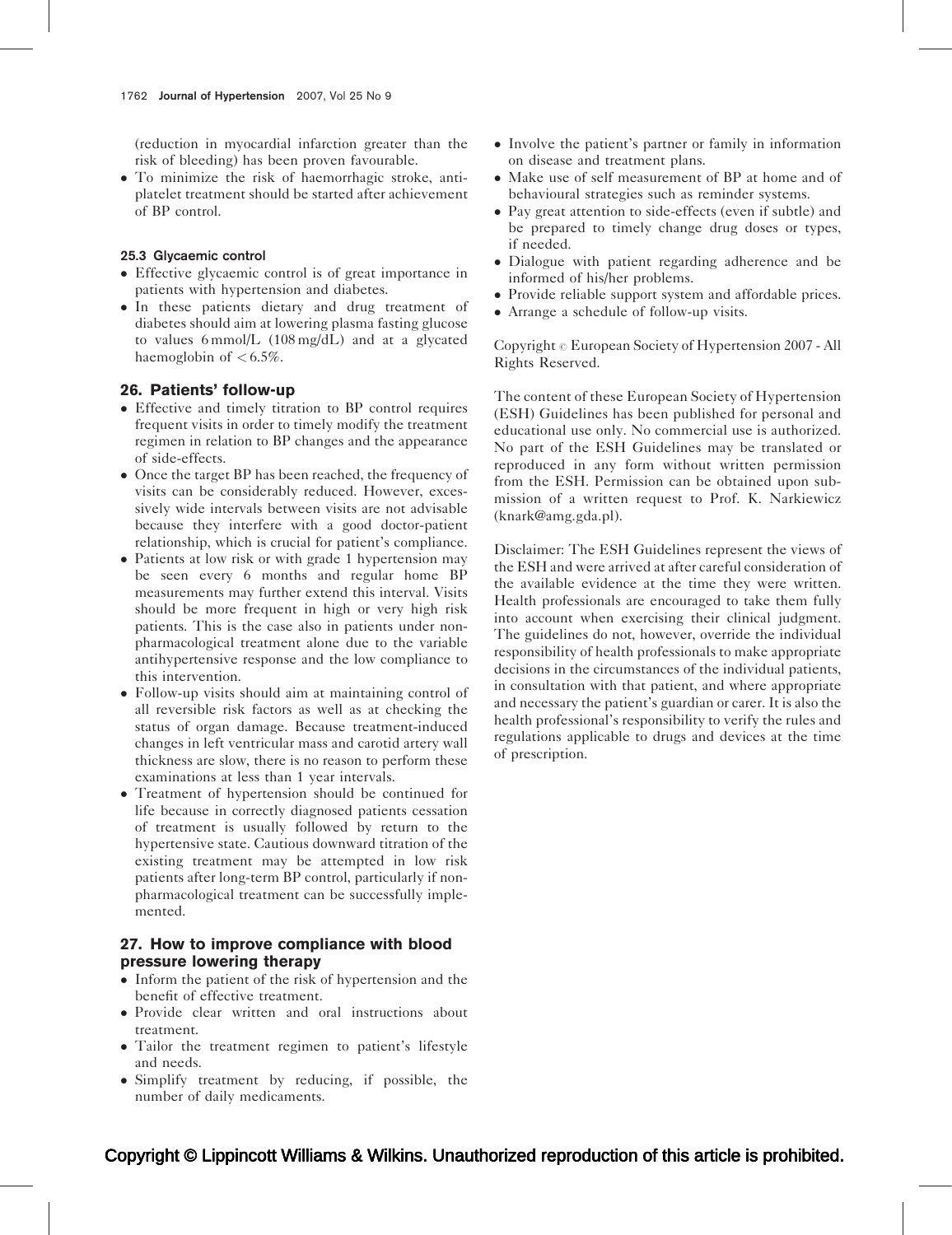(reduction in myocardial infarction greater than the risk of bleeding) has been proven favourable.
- To minimize the risk of haemorrhagic stroke, antiplatelet treatment should be started after achievement of BP control.

### 25.3 Glycaemic control

- Effective glycaemic control is of great importance in patients with hypertension and diabetes.
- In these patients dietary and drug treatment of diabetes should aim at lowering plasma fasting glucose to values 6 mmol/L (108 mg/dL) and at a glycated haemoglobin of $<6.5\%$.

## 26. Patients' follow-up

- Effective and timely titration to BP control requires frequent visits in order to timely modify the treatment regimen in relation to BP changes and the appearance of side-effects.
- Once the target BP has been reached, the frequency of visits can be considerably reduced. However, excessively wide intervals between visits are not advisable because they interfere with a good doctor-patient relationship, which is crucial for patient's compliance.
- Patients at low risk or with grade 1 hypertension may be seen every 6 months and regular home BP measurements may further extend this interval. Visits should be more frequent in high or very high risk patients. This is the case also in patients under non-pharmacological treatment alone due to the variable antihypertensive response and the low compliance to this intervention.
- Follow-up visits should aim at maintaining control of all reversible risk factors as well as at checking the status of organ damage. Because treatment-induced changes in left ventricular mass and carotid artery wall thickness are slow, there is no reason to perform these examinations at less than 1 year intervals.
- Treatment of hypertension should be continued for life because in correctly diagnosed patients cessation of treatment is usually followed by return to the hypertensive state. Cautious downward titration of the existing treatment may be attempted in low risk patients after long-term BP control, particularly if non-pharmacological treatment can be successfully implemented.

## 27. How to improve compliance with blood pressure lowering therapy

- Inform the patient of the risk of hypertension and the benefit of effective treatment.
- Provide clear written and oral instructions about treatment.
- Tailor the treatment regimen to patient's lifestyle and needs.
- Simplify treatment by reducing, if possible, the number of daily medicaments.
- Involve the patient's partner or family in information on disease and treatment plans.
- Make use of self measurement of BP at home and of behavioural strategies such as reminder systems.
- Pay great attention to side-effects (even if subtle) and be prepared to timely change drug doses or types, if needed.
- Dialogue with patient regarding adherence and be informed of his/her problems.
- Provide reliable support system and affordable prices.
- Arrange a schedule of follow-up visits.

Copyright © European Society of Hypertension 2007 - All Rights Reserved.

The content of these European Society of Hypertension (ESH) Guidelines has been published for personal and educational use only. No commercial use is authorized. No part of the ESH Guidelines may be translated or reproduced in any form without written permission from the ESH. Permission can be obtained upon submission of a written request to Prof. K. Narkiewicz (knark@amg.gda.pl).

Disclaimer: The ESH Guidelines represent the views of the ESH and were arrived at after careful consideration of the available evidence at the time they were written. Health professionals are encouraged to take them fully into account when exercising their clinical judgment. The guidelines do not, however, override the individual responsibility of health professionals to make appropriate decisions in the circumstances of the individual patients, in consultation with that patient, and where appropriate and necessary the patient's guardian or carer. It is also the health professional's responsibility to verify the rules and regulations applicable to drugs and devices at the time of prescription.